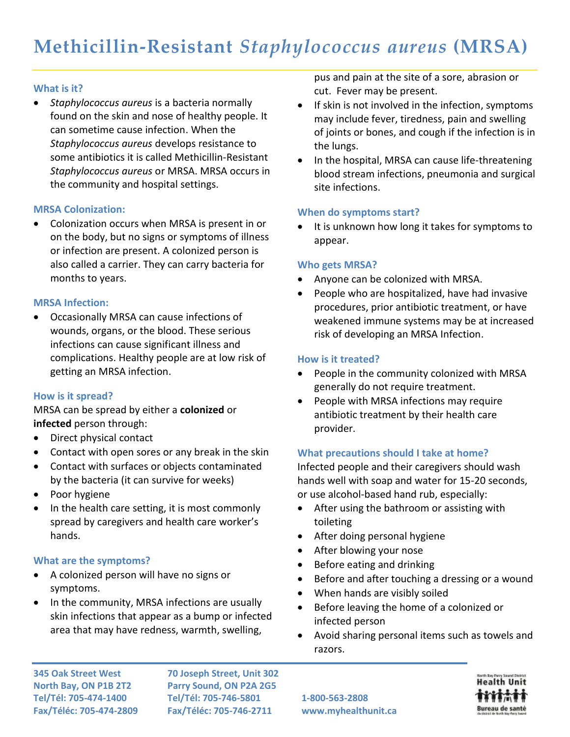# Methicillin-Resistant *Staphylococcus aureus* (MRSA)

### What is it?

- *Staphylococcus aureus* is a bacteria normally found on the skin and nose of healthy people. It can sometime cause infection. When the *Staphylococcus aureus* develops resistance to some antibiotics it is called Methicillin-Resistant *Staphylococcus aureus* or MRSA. MRSA occurs in the community and hospital settings.

### MRSA Colonization:

- Colonization occurs when MRSA is present in or on the body, but no signs or symptoms of illness or infection are present. A colonized person is also called a carrier. They can carry bacteria for months to years.

### MRSA Infection:

- Occasionally MRSA can cause infections of wounds, organs, or the blood. These serious infections can cause significant illness and complications. Healthy people are at low risk of getting an MRSA infection.

### How is it spread?

MRSA can be spread by either a **colonized** or **infected** person through:

- Direct physical contact
- Contact with open sores or any break in the skin
- Contact with surfaces or objects contaminated by the bacteria (it can survive for weeks)
- Poor hygiene
- In the health care setting, it is most commonly spread by caregivers and health care worker's hands.

### What are the symptoms?

- A colonized person will have no signs or symptoms.
- In the community, MRSA infections are usually skin infections that appear as a bump or infected area that may have redness, warmth, swelling, pus and pain at the site of a sore, abrasion or cut. Fever may be present.
- If skin is not involved in the infection, symptoms may include fever, tiredness, pain and swelling of joints or bones, and cough if the infection is in the lungs.
- In the hospital, MRSA can cause life-threatening blood stream infections, pneumonia and surgical site infections.

### When do symptoms start?

- It is unknown how long it takes for symptoms to appear.

### Who gets MRSA?

- Anyone can be colonized with MRSA.
- People who are hospitalized, have had invasive procedures, prior antibiotic treatment, or have weakened immune systems may be at increased risk of developing an MRSA Infection.

### How is it treated?

- People in the community colonized with MRSA generally do not require treatment.
- People with MRSA infections may require antibiotic treatment by their health care provider.

### What precautions should I take at home?

Infected people and their caregivers should wash hands well with soap and water for 15-20 seconds, or use alcohol-based hand rub, especially:

- After using the bathroom or assisting with toileting
- After doing personal hygiene
- After blowing your nose
- Before eating and drinking
- Before and after touching a dressing or a wound
- When hands are visibly soiled
- Before leaving the home of a colonized or infected person
- Avoid sharing personal items such as towels and razors.

**345 Oak Street West**
**North Bay, ON P1B 2T2**
**Tel/Tél: 705-474-1400**
**Fax/Téléc: 705-474-2809**

**70 Joseph Street, Unit 302**
**Parry Sound, ON P2A 2G5**
**Tel/Tél: 705-746-5801**
**Fax/Téléc: 705-746-2711**

**1-800-563-2808**
**www.myhealthunit.ca**

North Bay Parry Sound District Health Unit
Bureau de santé du district de North Bay-Parry Sound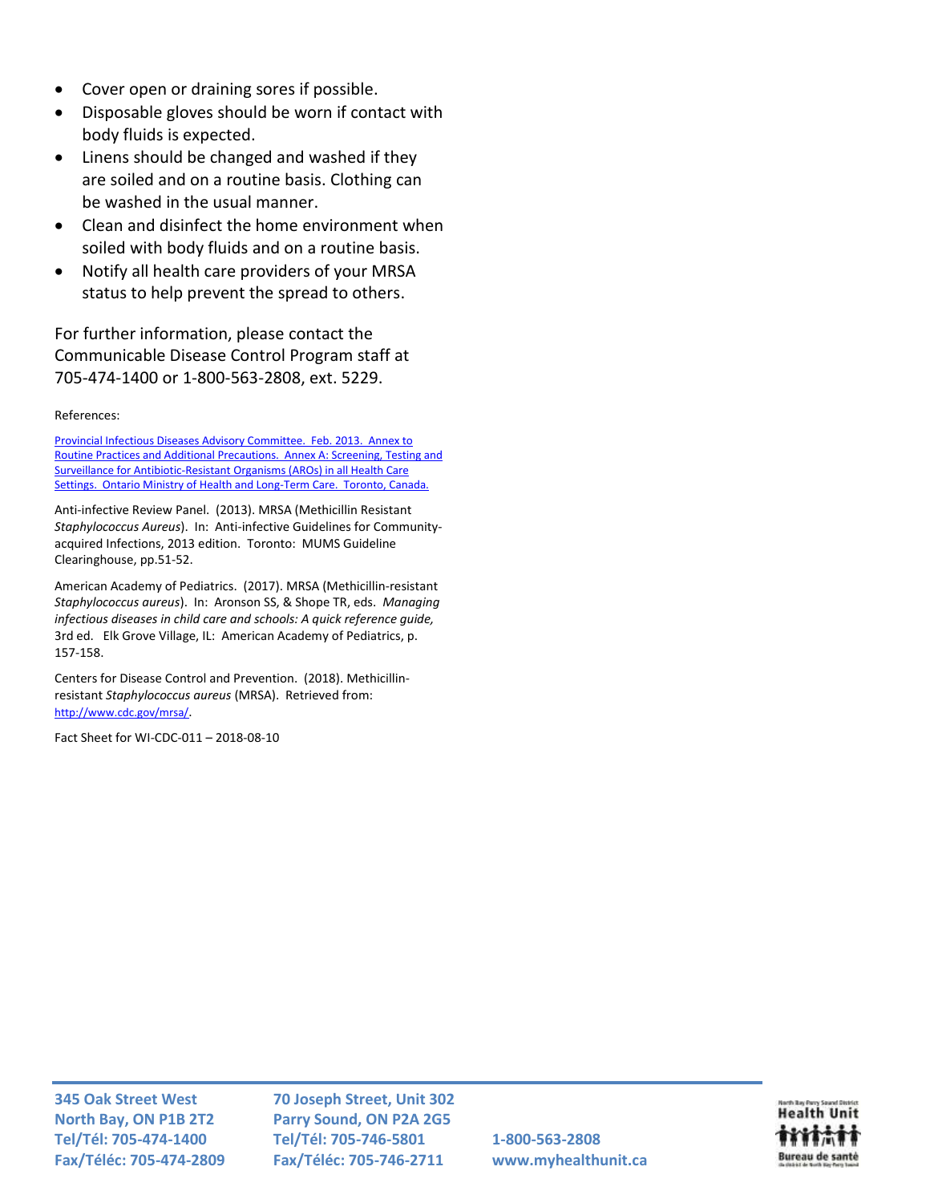- Cover open or draining sores if possible.
- Disposable gloves should be worn if contact with body fluids is expected.
- Linens should be changed and washed if they are soiled and on a routine basis. Clothing can be washed in the usual manner.
- Clean and disinfect the home environment when soiled with body fluids and on a routine basis.
- Notify all health care providers of your MRSA status to help prevent the spread to others.

For further information, please contact the Communicable Disease Control Program staff at 705-474-1400 or 1-800-563-2808, ext. 5229.

References:

Provincial Infectious Diseases Advisory Committee. Feb. 2013. Annex to Routine Practices and Additional Precautions. Annex A: Screening, Testing and Surveillance for Antibiotic-Resistant Organisms (AROs) in all Health Care Settings. Ontario Ministry of Health and Long-Term Care. Toronto, Canada.

Anti-infective Review Panel. (2013). MRSA (Methicillin Resistant *Staphylococcus Aureus*). In: Anti-infective Guidelines for Community-acquired Infections, 2013 edition. Toronto: MUMS Guideline Clearinghouse, pp.51-52.

American Academy of Pediatrics. (2017). MRSA (Methicillin-resistant *Staphylococcus aureus*). In: Aronson SS, & Shope TR, eds. *Managing infectious diseases in child care and schools: A quick reference guide,* 3rd ed. Elk Grove Village, IL: American Academy of Pediatrics, p. 157-158.

Centers for Disease Control and Prevention. (2018). Methicillin-resistant *Staphylococcus aureus* (MRSA). Retrieved from: http://www.cdc.gov/mrsa/.

Fact Sheet for WI-CDC-011 – 2018-08-10

**345 Oak Street West**
**North Bay, ON P1B 2T2**
**Tel/Tél: 705-474-1400**
**Fax/Téléc: 705-474-2809**

**70 Joseph Street, Unit 302**
**Parry Sound, ON P2A 2G5**
**Tel/Tél: 705-746-5801**
**Fax/Téléc: 705-746-2711**

**1-800-563-2808**
**www.myhealthunit.ca**

North Bay Parry Sound District Health Unit
Bureau de santé du district de North Bay-Parry Sound